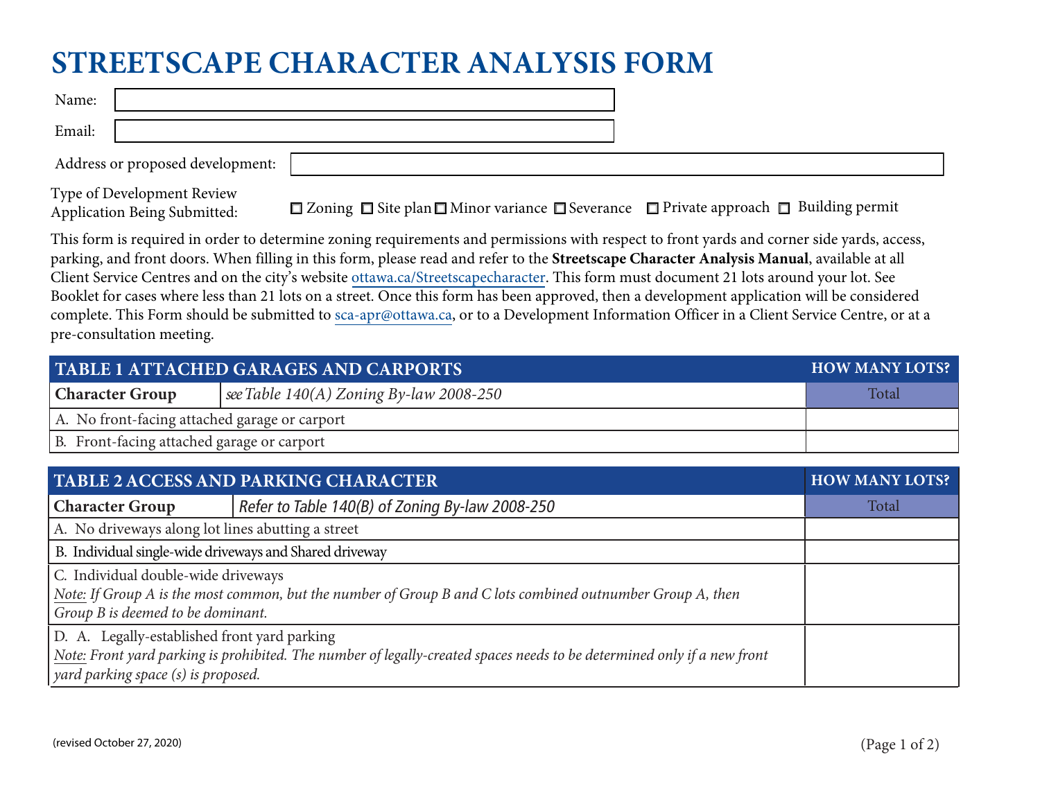# STREETSCAPE CHARACTER ANALYSIS FORM

Name:

Email:

Address or proposed development:

Type of Development Review Application Being Submitted: ☐ Zoning ☐ Site plan ☐ Minor variance ☐ Severance ☐ Private approach ☐ Building permit

This form is required in order to determine zoning requirements and permissions with respect to front yards and corner side yards, access, parking, and front doors. When filling in this form, please read and refer to the **Streetscape Character Analysis Manual**, available at all Client Service Centres and on the city's website ottawa.ca/Streetscapecharacter. This form must document 21 lots around your lot. See Booklet for cases where less than 21 lots on a street. Once this form has been approved, then a development application will be considered complete. This Form should be submitted to sca-apr@ottawa.ca, or to a Development Information Officer in a Client Service Centre, or at a pre-consultation meeting.

| TABLE 1 ATTACHED GARAGES AND CARPORTS | | HOW MANY LOTS? |
|---|---|---|
| **Character Group** | *see Table 140(A) Zoning By-law 2008-250* | Total |
| A. No front-facing attached garage or carport | | |
| B. Front-facing attached garage or carport | | |

| TABLE 2 ACCESS AND PARKING CHARACTER | | HOW MANY LOTS? |
|---|---|---|
| **Character Group** | *Refer to Table 140(B) of Zoning By-law 2008-250* | Total |
| A. No driveways along lot lines abutting a street | | |
| B. Individual single-wide driveways and Shared driveway | | |
| C. Individual double-wide driveways<br>*Note: If Group A is the most common, but the number of Group B and C lots combined outnumber Group A, then Group B is deemed to be dominant.* | | |
| D. A. Legally-established front yard parking<br>*Note: Front yard parking is prohibited. The number of legally-created spaces needs to be determined only if a new front yard parking space (s) is proposed.* | | |

(revised October 27, 2020)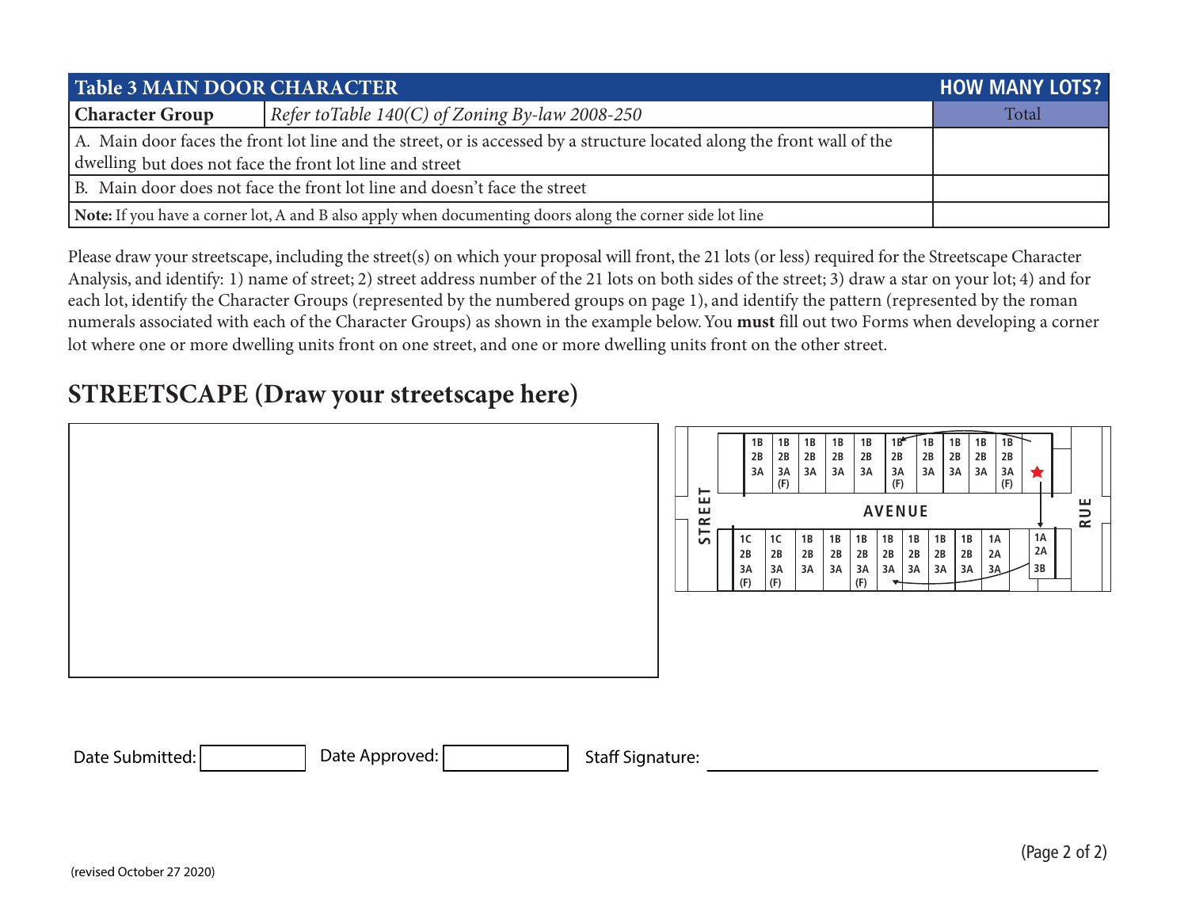| Table 3 MAIN DOOR CHARACTER | | HOW MANY LOTS? |
|---|---|---|
| **Character Group** | *Refer toTable 140(C) of Zoning By-law 2008-250* | Total |
| A. Main door faces the front lot line and the street, or is accessed by a structure located along the front wall of the dwelling but does not face the front lot line and street | | |
| B. Main door does not face the front lot line and doesn't face the street | | |
| **Note:** If you have a corner lot, A and B also apply when documenting doors along the corner side lot line | | |

Please draw your streetscape, including the street(s) on which your proposal will front, the 21 lots (or less) required for the Streetscape Character Analysis, and identify: 1) name of street; 2) street address number of the 21 lots on both sides of the street; 3) draw a star on your lot; 4) and for each lot, identify the Character Groups (represented by the numbered groups on page 1), and identify the pattern (represented by the roman numerals associated with each of the Character Groups) as shown in the example below. You **must** fill out two Forms when developing a corner lot where one or more dwelling units front on one street, and one or more dwelling units front on the other street.

## STREETSCAPE (Draw your streetscape here)

STREET

AVENUE

RUE

1B 2B 3A | 1B 2B 3A (F) | 1B 2B 3A | 1B 2B 3A | 1B 2B 3A | 1B 2B 3A (F) | 1B 2B 3A | 1B 2B 3A | 1B 2B 3A | 1B 2B 3A (F)

1C 2B 3A (F) | 1C 2B 3A (F) | 1B 2B 3A | 1B 2B 3A | 1B 2B 3A (F) | 1B 2B 3A | 1B 2B 3A | 1B 2B 3A | 1B 2B 3A | 1A 2A 3A | 1A 2A 3B

Date Submitted:

Date Approved:

Staff Signature:

(revised October 27 2020)